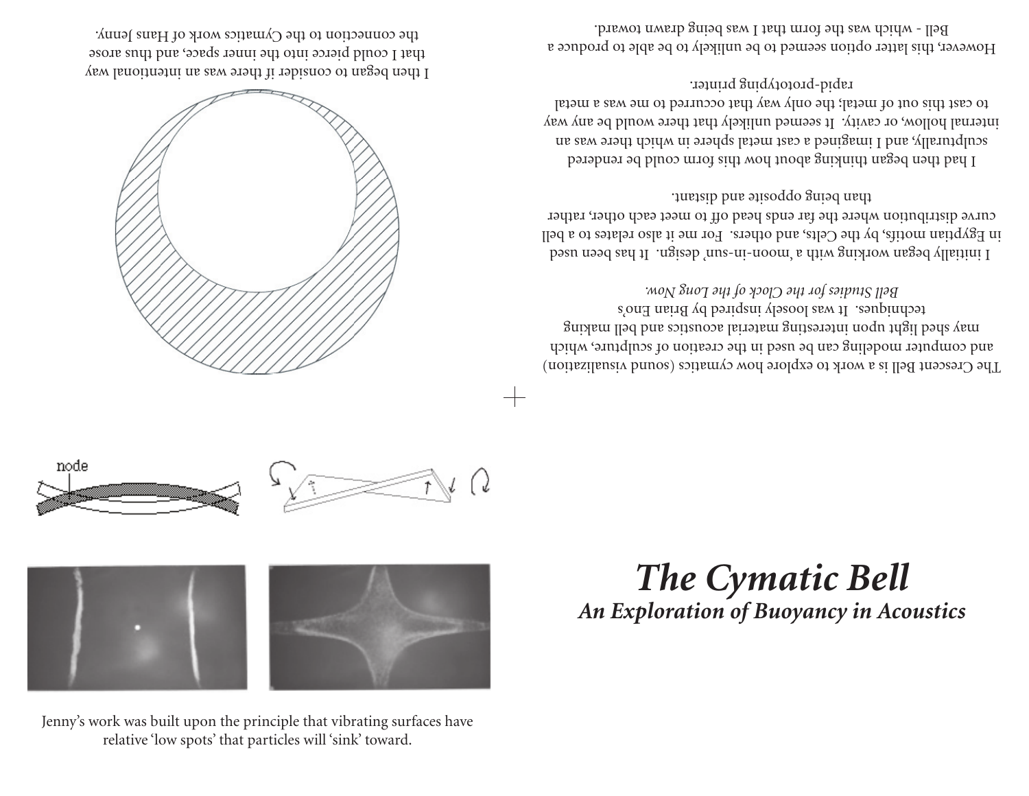# The Cymatic Bell

## *An Exploration of Buoyancy in Acoustics*

The Crescent Bell is a work to explore how cymatics (sound visualization) and computer modeling can be used in the creation of sculpture, which may shed light upon interesting material acoustics and bell making techniques. It was loosely inspired by Brian Eno's *Bell Studies for the Clock of the Long Now.*

I initially began working with a 'moon-in-sun' design. It has been used in Egyptian motifs, by the Celts, and others. For me it also relates to a bell curve distribution where the far ends head off to meet each other, rather than being opposite and distant.

I had then began thinking about how this form could be rendered sculpturally, and I imagined a cast metal sphere in which there was an internal hollow, or cavity. It seemed unlikely that there would be any way to cast this out of metal; the only way that occurred to me was a metal rapid-prototyping printer.

However, this latter option seemed to be unlikely to be able to produce a Bell - which was the form that I was being drawn toward.

I then began to consider if there was an intentional way that I could pierce into the inner space, and thus arose the connection to the Cymatics work of Hans Jenny.

node

Jenny's work was built upon the principle that vibrating surfaces have relative 'low spots' that particles will 'sink' toward.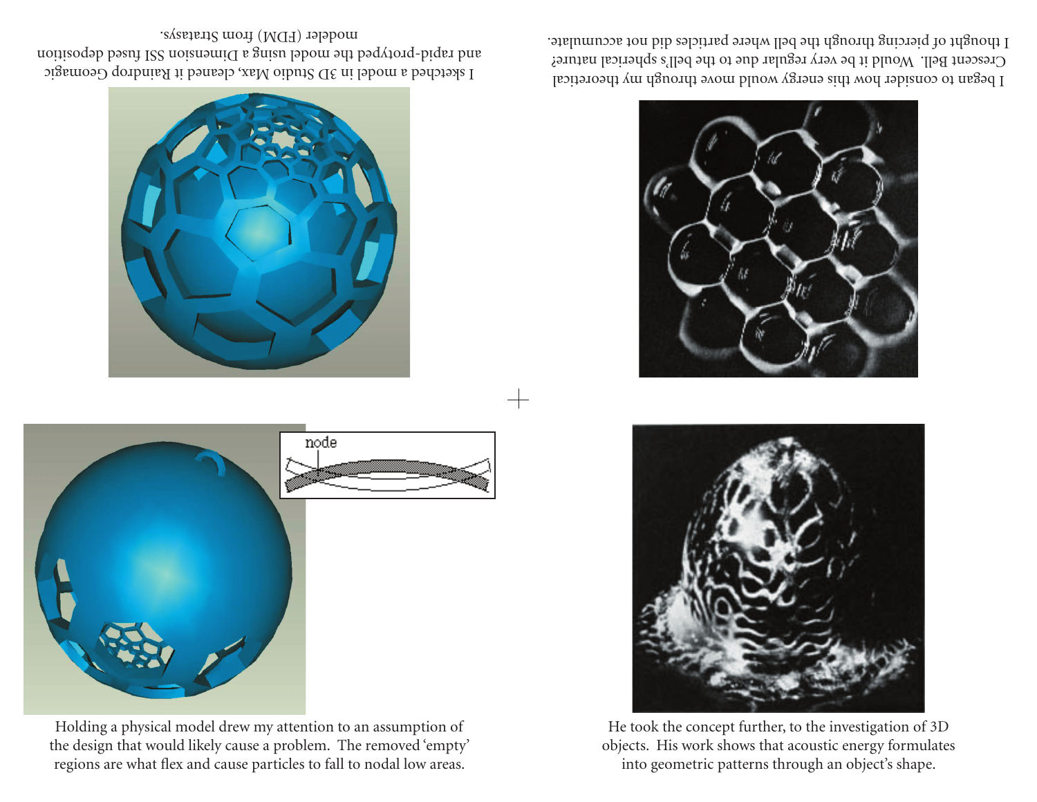I began to consider how this energy would move through my theoretical Crescent Bell. Would it be very regular due to the bell's spherical nature? I thought of piercing through the bell where particles did not accumulate.

I sketched a model in 3D Studio Max, cleaned it in Raindrop Geomagic and rapid-protyped the model using a Dimension SST fused deposition modeler (FDM) from Stratasys.

He took the concept further, to the investigation of 3D objects. His work shows that acoustic energy formulates into geometric patterns through an object's shape.

node

Holding a physical model drew my attention to an assumption of the design that would likely cause a problem. The removed 'empty' regions are what flex and cause particles to fall to nodal low areas.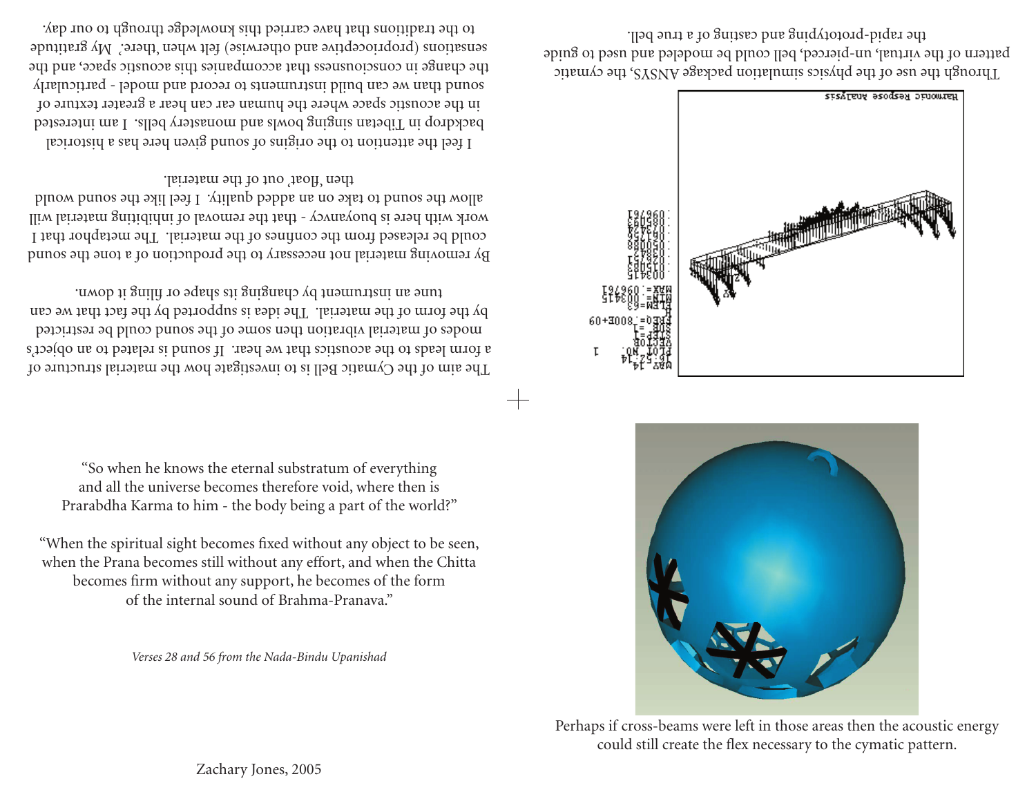Through the use of the physics simulation package ANSYS, the cymatic pattern of the virtual, un-pierced, bell could be modeled and used to guide the rapid-prototyping and casting of a true bell.

Perhaps if cross-beams were left in those areas then the acoustic energy could still create the flex necessary to the cymatic pattern.

The aim of the Cymatic Bell is to investigate how the material structure of a form leads to the acoustics that we hear. If sound is related to an object's modes of material vibration then some of the sound could be restricted by the form of the material. The idea is supported by the fact that we can tune an instrument by changing its shape or filing it down.

By removing material not necessary to the production of a tone the sound could be released from the confines of the material. The metaphor that I work with here is buoyancy - that the removal of inhibiting material will allow the sound to take on an added quality. I feel like the sound would then 'float' out of the material.

I feel the attention to the origins of sound given here has a historical backdrop in Tibetan singing bowls and monastery bells. I am interested in the acoustic space where the human ear can hear a greater texture of sound than we can build instruments to record and model - particularly the change in consciousness that accompanies this acoustic space, and the sensations (proprioceptive and otherwise) felt when 'there.' My gratitude to the traditions that have carried this knowledge through to our day.

"So when he knows the eternal substratum of everything and all the universe becomes therefore void, where then is Prarabdha Karma to him - the body being a part of the world?"

"When the spiritual sight becomes fixed without any object to be seen, when the Prana becomes still without any effort, and when the Chitta becomes firm without any support, he becomes of the form of the internal sound of Brahma-Pranava."

*Verses 28 and 56 from the Nada-Bindu Upanishad*

Zachary Jones, 2005